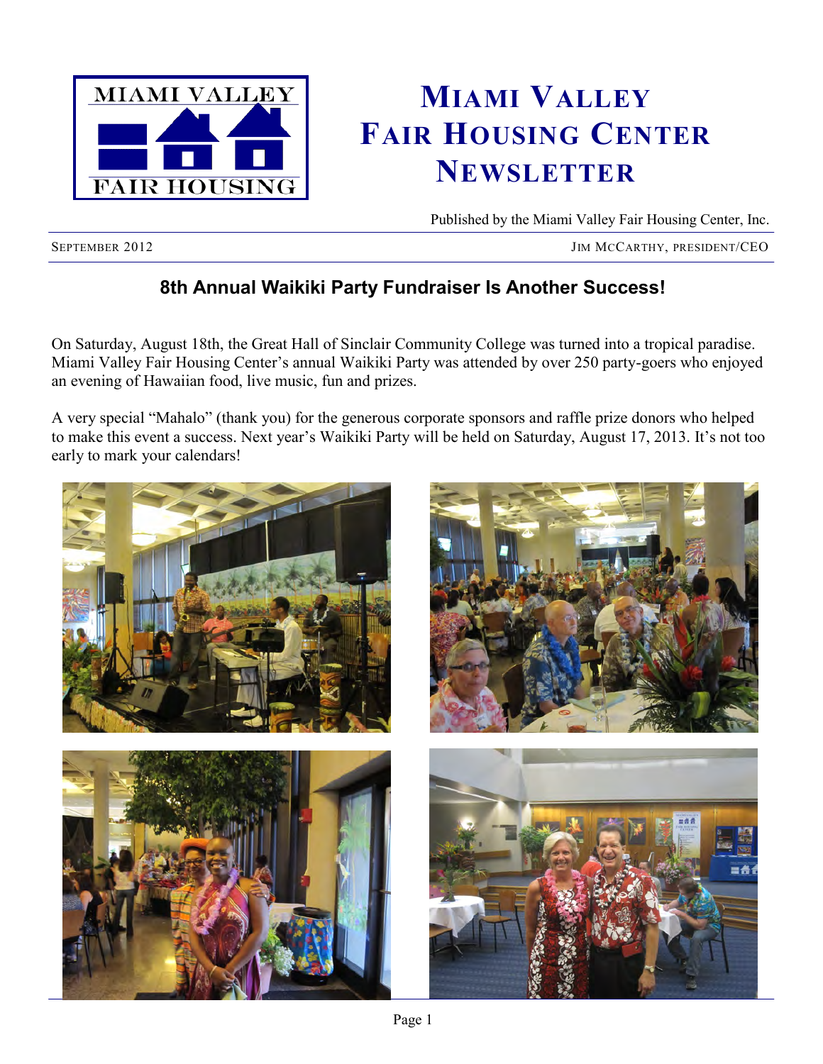# Miami Valley Fair Housing Center Newsletter

Published by the Miami Valley Fair Housing Center, Inc.

SEPTEMBER 2012 — JIM MCCARTHY, PRESIDENT/CEO

## 8th Annual Waikiki Party Fundraiser Is Another Success!

On Saturday, August 18th, the Great Hall of Sinclair Community College was turned into a tropical paradise. Miami Valley Fair Housing Center's annual Waikiki Party was attended by over 250 party-goers who enjoyed an evening of Hawaiian food, live music, fun and prizes.

A very special "Mahalo" (thank you) for the generous corporate sponsors and raffle prize donors who helped to make this event a success. Next year's Waikiki Party will be held on Saturday, August 17, 2013. It's not too early to mark your calendars!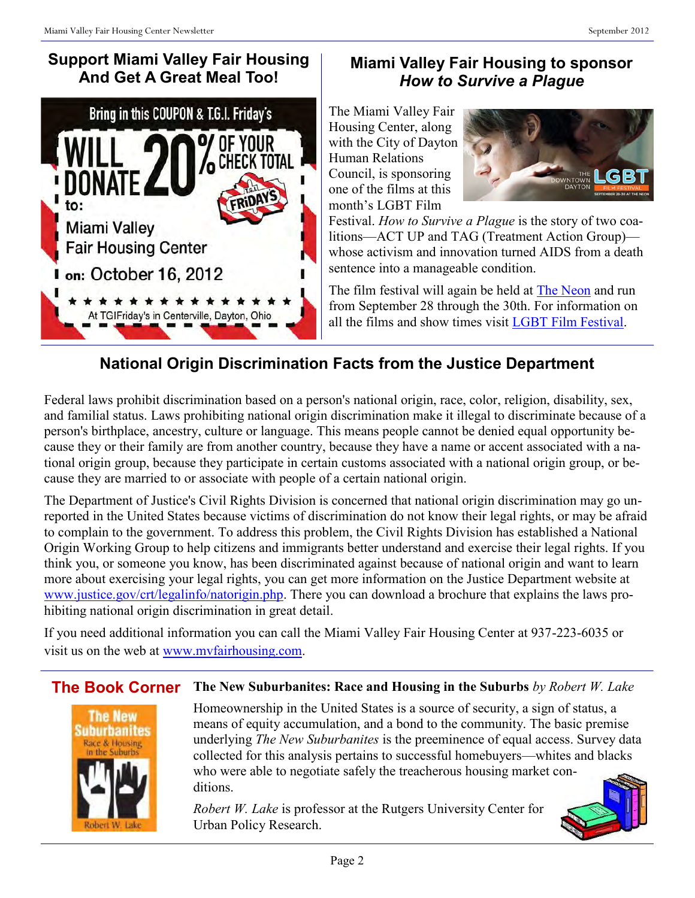## Support Miami Valley Fair Housing And Get A Great Meal Too!

Bring in this COUPON & T.G.I. Friday's WILL DONATE 20% OF YOUR CHECK TOTAL to: Miami Valley Fair Housing Center on: October 16, 2012

At TGIFriday's in Centerville, Dayton, Ohio

## Miami Valley Fair Housing to sponsor *How to Survive a Plague*

The Miami Valley Fair Housing Center, along with the City of Dayton Human Relations Council, is sponsoring one of the films at this month's LGBT Film Festival. *How to Survive a Plague* is the story of two coalitions—ACT UP and TAG (Treatment Action Group)—whose activism and innovation turned AIDS from a death sentence into a manageable condition.

The film festival will again be held at The Neon and run from September 28 through the 30th. For information on all the films and show times visit LGBT Film Festival.

## National Origin Discrimination Facts from the Justice Department

Federal laws prohibit discrimination based on a person's national origin, race, color, religion, disability, sex, and familial status. Laws prohibiting national origin discrimination make it illegal to discriminate because of a person's birthplace, ancestry, culture or language. This means people cannot be denied equal opportunity because they or their family are from another country, because they have a name or accent associated with a national origin group, because they participate in certain customs associated with a national origin group, or because they are married to or associate with people of a certain national origin.

The Department of Justice's Civil Rights Division is concerned that national origin discrimination may go unreported in the United States because victims of discrimination do not know their legal rights, or may be afraid to complain to the government. To address this problem, the Civil Rights Division has established a National Origin Working Group to help citizens and immigrants better understand and exercise their legal rights. If you think you, or someone you know, has been discriminated against because of national origin and want to learn more about exercising your legal rights, you can get more information on the Justice Department website at www.justice.gov/crt/legalinfo/natorigin.php. There you can download a brochure that explains the laws prohibiting national origin discrimination in great detail.

If you need additional information you can call the Miami Valley Fair Housing Center at 937-223-6035 or visit us on the web at www.mvfairhousing.com.

## The Book Corner

**The New Suburbanites: Race and Housing in the Suburbs** *by Robert W. Lake*

Homeownership in the United States is a source of security, a sign of status, a means of equity accumulation, and a bond to the community. The basic premise underlying *The New Suburbanites* is the preeminence of equal access. Survey data collected for this analysis pertains to successful homebuyers—whites and blacks who were able to negotiate safely the treacherous housing market conditions.

*Robert W. Lake* is professor at the Rutgers University Center for Urban Policy Research.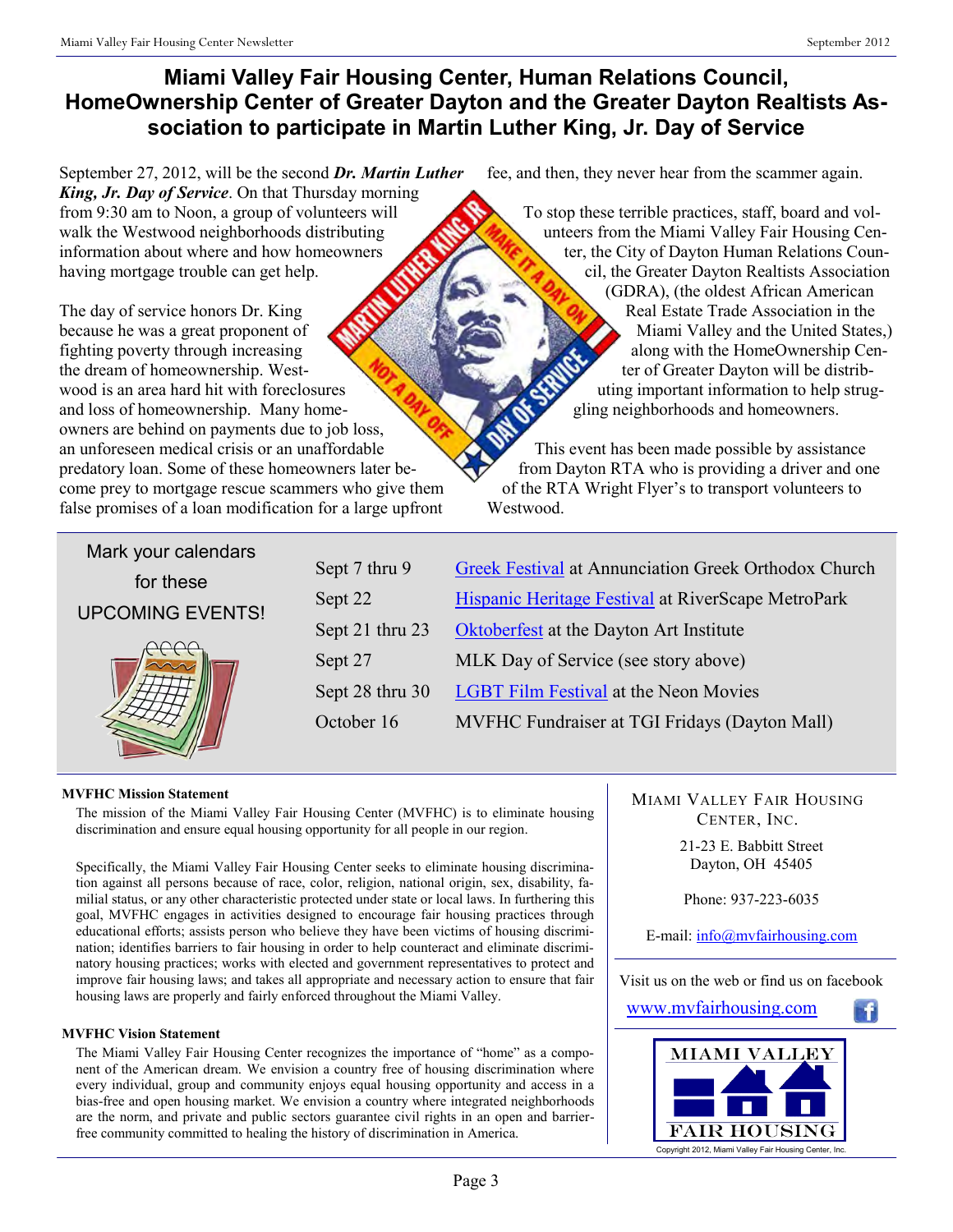# Miami Valley Fair Housing Center, Human Relations Council, HomeOwnership Center of Greater Dayton and the Greater Dayton Realtists Association to participate in Martin Luther King, Jr. Day of Service

September 27, 2012, will be the second ***Dr. Martin Luther King, Jr. Day of Service***. On that Thursday morning from 9:30 am to Noon, a group of volunteers will walk the Westwood neighborhoods distributing information about where and how homeowners having mortgage trouble can get help.

The day of service honors Dr. King because he was a great proponent of fighting poverty through increasing the dream of homeownership. Westwood is an area hard hit with foreclosures and loss of homeownership. Many homeowners are behind on payments due to job loss, an unforeseen medical crisis or an unaffordable predatory loan. Some of these homeowners later become prey to mortgage rescue scammers who give them false promises of a loan modification for a large upfront fee, and then, they never hear from the scammer again.

To stop these terrible practices, staff, board and volunteers from the Miami Valley Fair Housing Center, the City of Dayton Human Relations Council, the Greater Dayton Realtists Association (GDRA), (the oldest African American Real Estate Trade Association in the Miami Valley and the United States,) along with the HomeOwnership Center of Greater Dayton will be distributing important information to help struggling neighborhoods and homeowners.

This event has been made possible by assistance from Dayton RTA who is providing a driver and one of the RTA Wright Flyer's to transport volunteers to Westwood.

## Mark your calendars for these UPCOMING EVENTS!

| | |
|---|---|
| Sept 7 thru 9 | Greek Festival at Annunciation Greek Orthodox Church |
| Sept 22 | Hispanic Heritage Festival at RiverScape MetroPark |
| Sept 21 thru 23 | Oktoberfest at the Dayton Art Institute |
| Sept 27 | MLK Day of Service (see story above) |
| Sept 28 thru 30 | LGBT Film Festival at the Neon Movies |
| October 16 | MVFHC Fundraiser at TGI Fridays (Dayton Mall) |

### MVFHC Mission Statement

The mission of the Miami Valley Fair Housing Center (MVFHC) is to eliminate housing discrimination and ensure equal housing opportunity for all people in our region.

Specifically, the Miami Valley Fair Housing Center seeks to eliminate housing discrimination against all persons because of race, color, religion, national origin, sex, disability, familial status, or any other characteristic protected under state or local laws. In furthering this goal, MVFHC engages in activities designed to encourage fair housing practices through educational efforts; assists person who believe they have been victims of housing discrimination; identifies barriers to fair housing in order to help counteract and eliminate discriminatory housing practices; works with elected and government representatives to protect and improve fair housing laws; and takes all appropriate and necessary action to ensure that fair housing laws are properly and fairly enforced throughout the Miami Valley.

### MVFHC Vision Statement

The Miami Valley Fair Housing Center recognizes the importance of "home" as a component of the American dream. We envision a country free of housing discrimination where every individual, group and community enjoys equal housing opportunity and access in a bias-free and open housing market. We envision a country where integrated neighborhoods are the norm, and private and public sectors guarantee civil rights in an open and barrier-free community committed to healing the history of discrimination in America.

MIAMI VALLEY FAIR HOUSING CENTER, INC.

21-23 E. Babbitt Street
Dayton, OH 45405

Phone: 937-223-6035

E-mail: info@mvfairhousing.com

Visit us on the web or find us on facebook

www.mvfairhousing.com

MIAMI VALLEY FAIR HOUSING

Copyright 2012, Miami Valley Fair Housing Center, Inc.